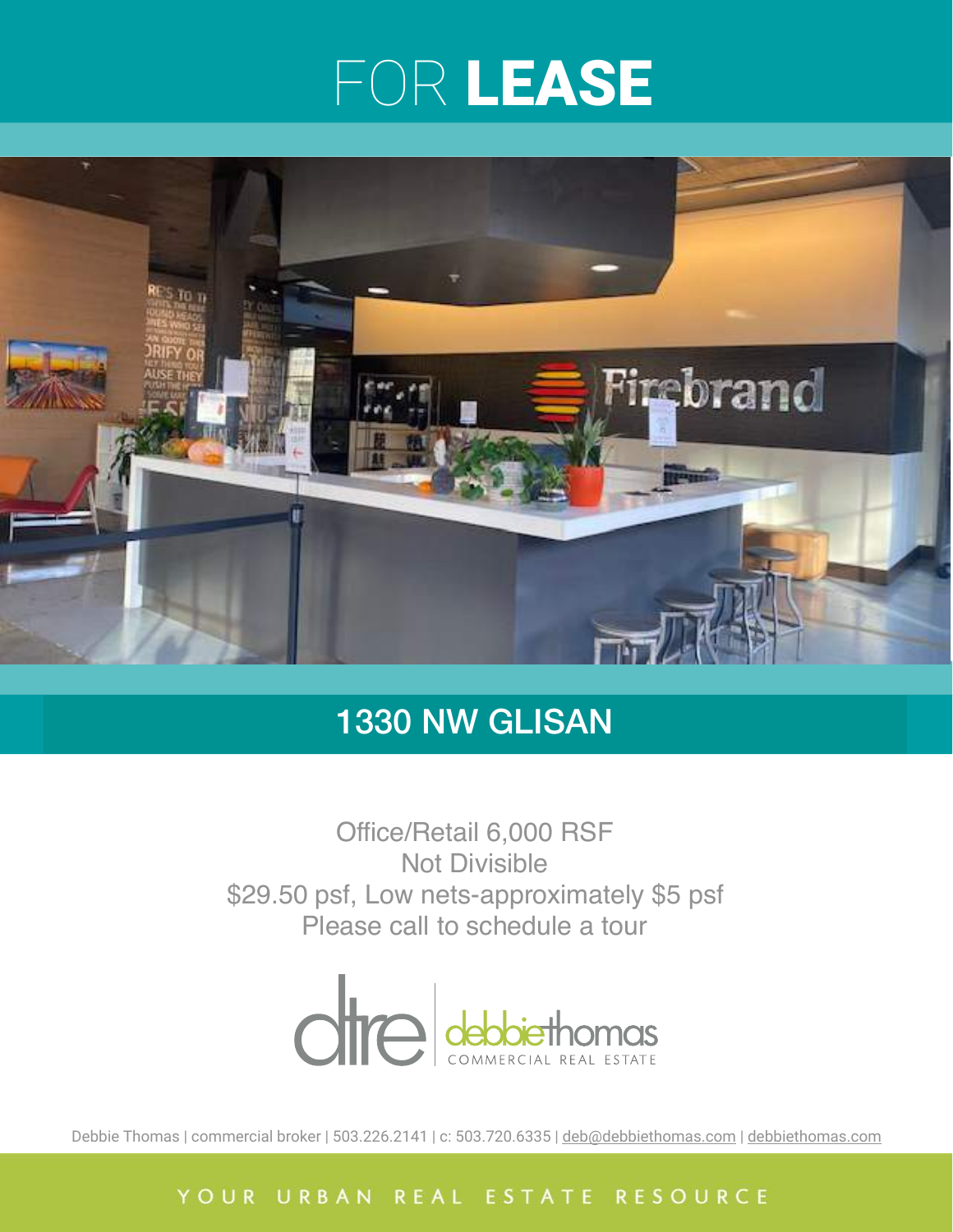# FOR **LEASE**

## 1330 NW GLISAN

Office/Retail 6,000 RSF
Not Divisible
$29.50 psf, Low nets-approximately $5 psf
Please call to schedule a tour

dtre | debbiethomas COMMERCIAL REAL ESTATE

Debbie Thomas | commercial broker | 503.226.2141 | c: 503.720.6335 | deb@debbiethomas.com | debbiethomas.com

YOUR URBAN REAL ESTATE RESOURCE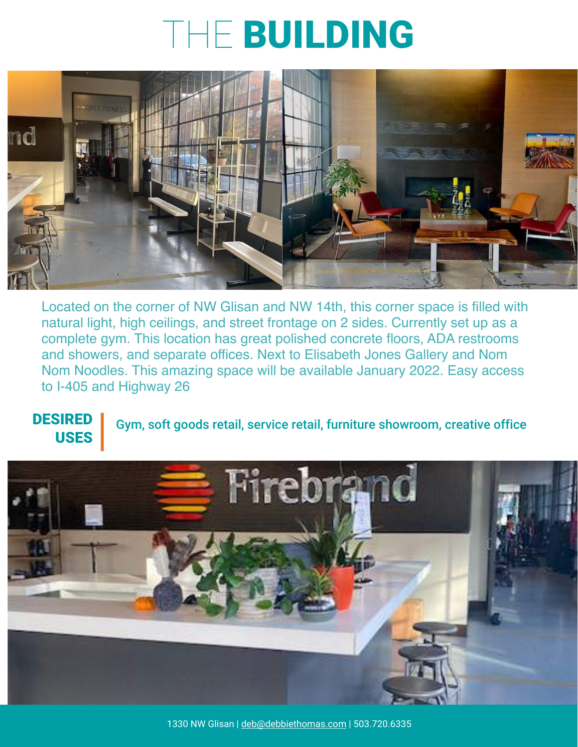# THE BUILDING

Located on the corner of NW Glisan and NW 14th, this corner space is filled with natural light, high ceilings, and street frontage on 2 sides. Currently set up as a complete gym. This location has great polished concrete floors, ADA restrooms and showers, and separate offices. Next to Elisabeth Jones Gallery and Nom Nom Noodles. This amazing space will be available January 2022. Easy access to I-405 and Highway 26

**DESIRED USES** | **Gym, soft goods retail, service retail, furniture showroom, creative office**

1330 NW Glisan | deb@debbiethomas.com | 503.720.6335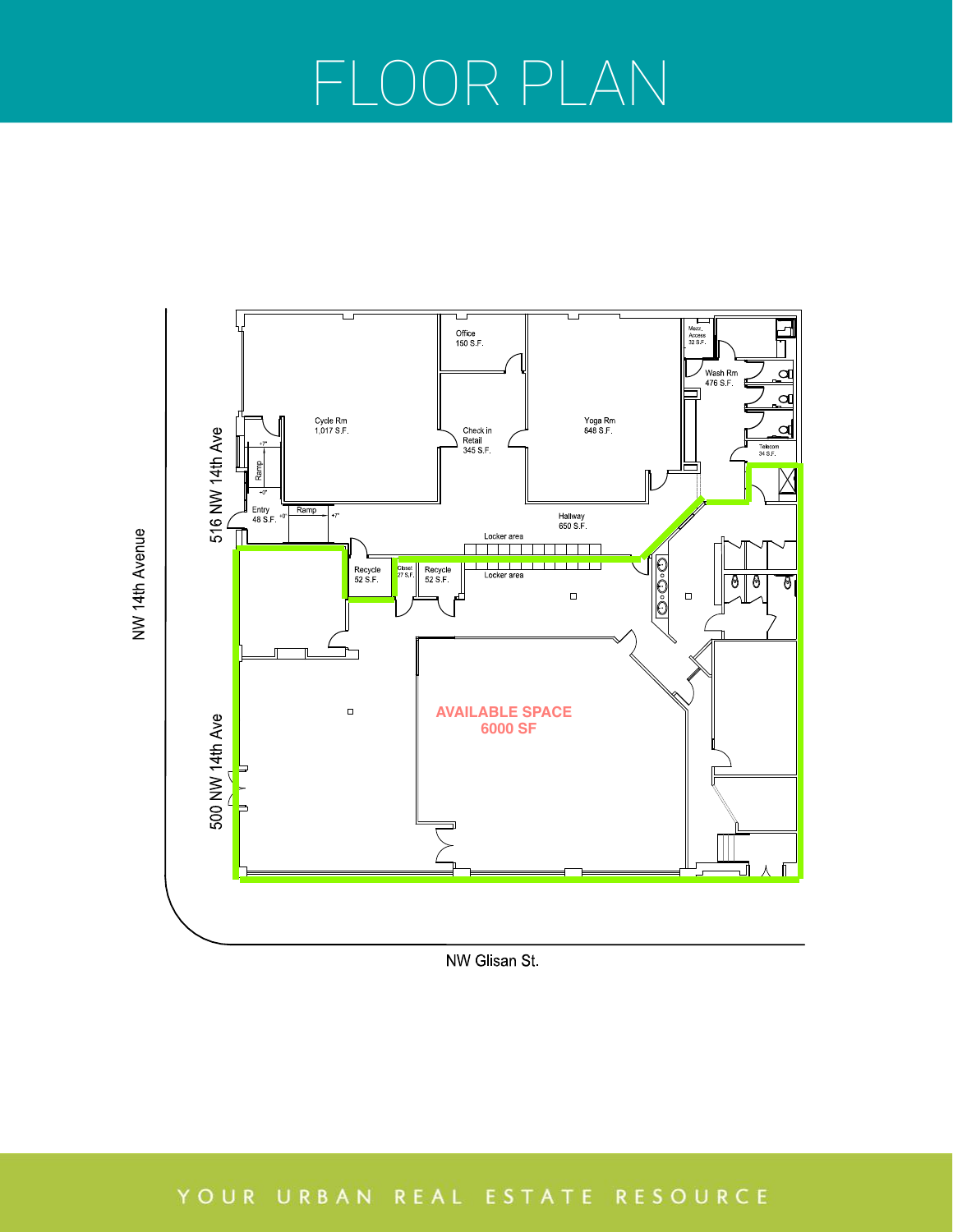# FLOOR PLAN

NW 14th Avenue

516 NW 14th Ave

500 NW 14th Ave

NW Glisan St.

Office 150 S.F.

Cycle Rm 1,017 S.F.

Check in Retail 345 S.F.

Yoga Rm 848 S.F.

Mezz. Access 32 S.F.

Wash Rm 476 S.F.

Telecom 34 S.F.

Entry 48 S.F.

Ramp

Hallway 650 S.F.

Locker area

Recycle 52 S.F.

Closet 27 S.F.

Recycle 52 S.F.

Locker area

**AVAILABLE SPACE**
**6000 SF**

YOUR URBAN REAL ESTATE RESOURCE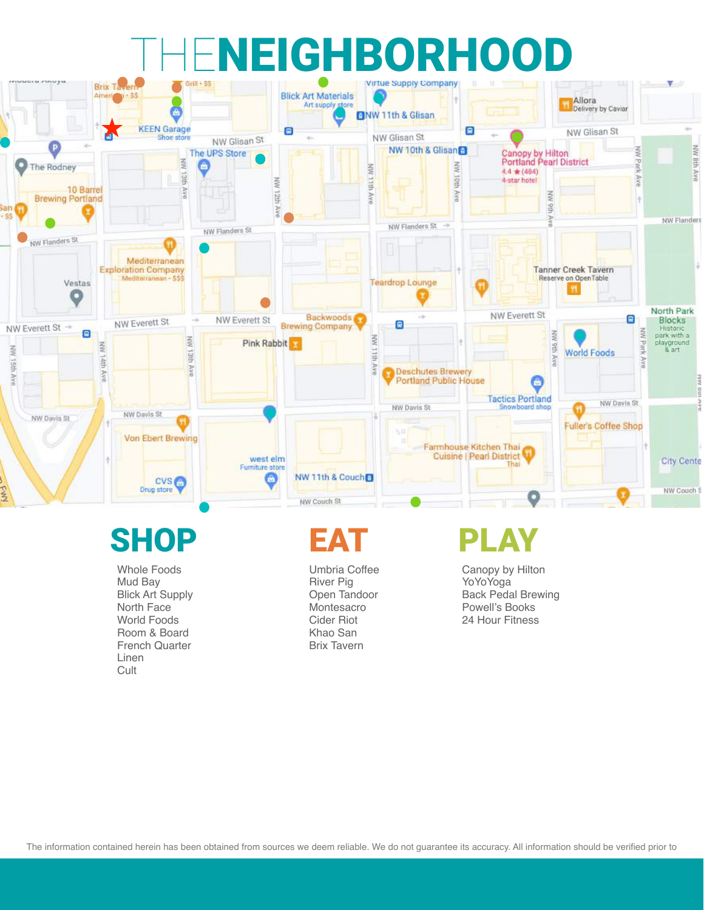# THE NEIGHBORHOOD

## SHOP

Whole Foods
Mud Bay
Blick Art Supply
North Face
World Foods
Room & Board
French Quarter
Linen
Cult

## EAT

Umbria Coffee
River Pig
Open Tandoor
Montesacro
Cider Riot
Khao San
Brix Tavern

## PLAY

Canopy by Hilton
YoYoYoga
Back Pedal Brewing
Powell's Books
24 Hour Fitness

The information contained herein has been obtained from sources we deem reliable. We do not guarantee its accuracy. All information should be verified prior to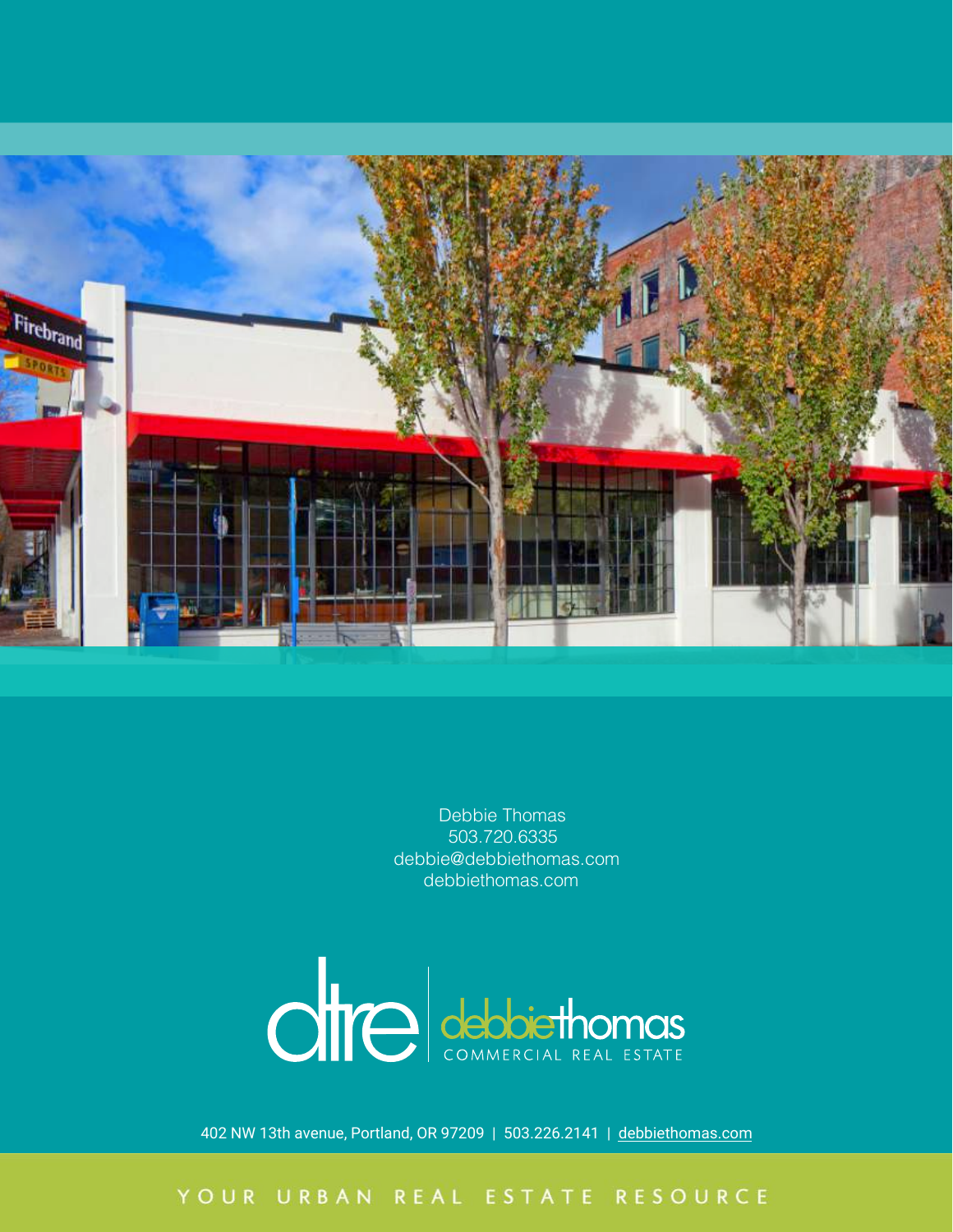Debbie Thomas
503.720.6335
debbie@debbiethomas.com
debbiethomas.com

dtre | debbiethomas
COMMERCIAL REAL ESTATE

402 NW 13th avenue, Portland, OR 97209 | 503.226.2141 | debbiethomas.com

YOUR URBAN REAL ESTATE RESOURCE